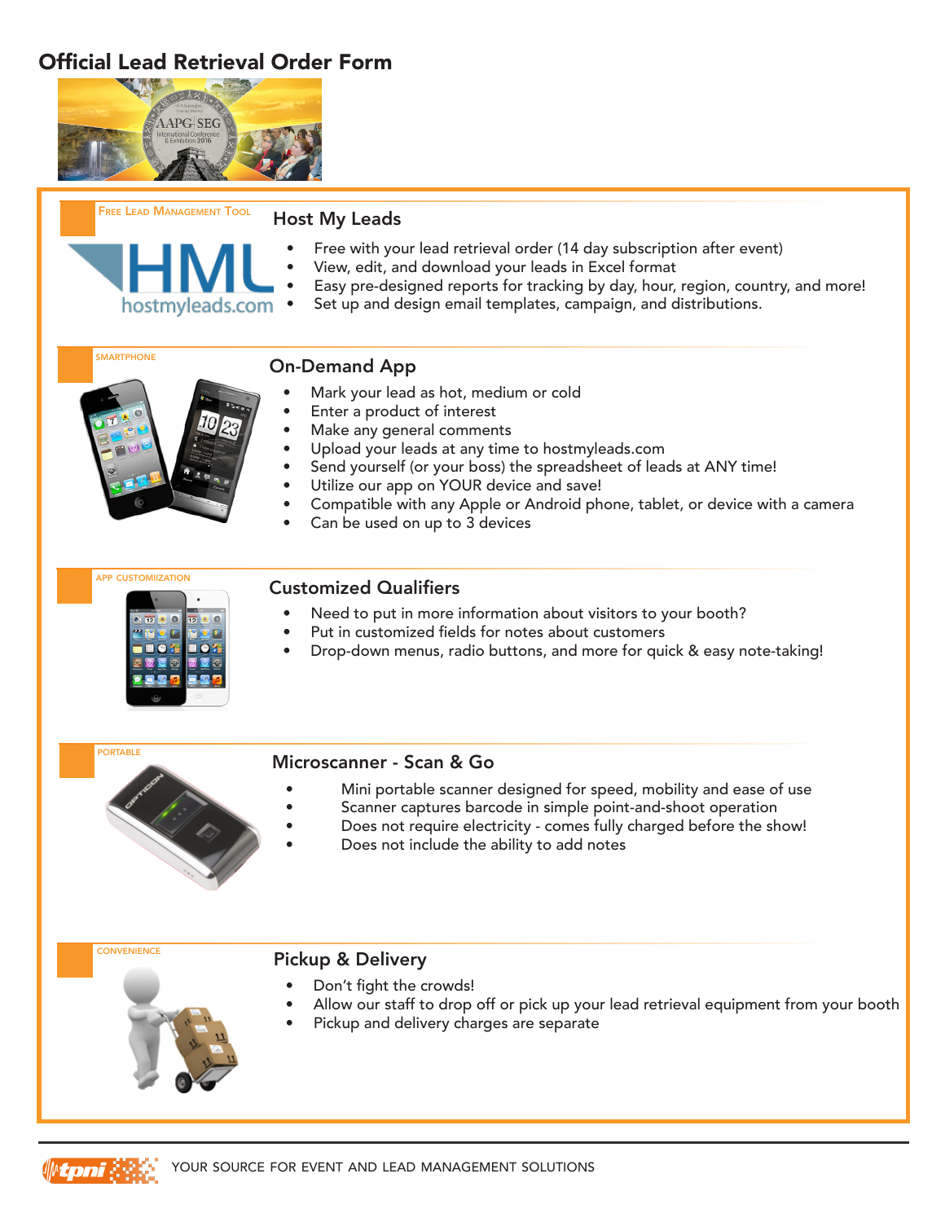# Official Lead Retrieval Order Form

FREE LEAD MANAGEMENT TOOL

## Host My Leads

- Free with your lead retrieval order (14 day subscription after event)
- View, edit, and download your leads in Excel format
- Easy pre-designed reports for tracking by day, hour, region, country, and more!
- Set up and design email templates, campaign, and distributions.

SMARTPHONE

## On-Demand App

- Mark your lead as hot, medium or cold
- Enter a product of interest
- Make any general comments
- Upload your leads at any time to hostmyleads.com
- Send yourself (or your boss) the spreadsheet of leads at ANY time!
- Utilize our app on YOUR device and save!
- Compatible with any Apple or Android phone, tablet, or device with a camera
- Can be used on up to 3 devices

APP CUSTOMIIZATION

## Customized Qualifiers

- Need to put in more information about visitors to your booth?
- Put in customized fields for notes about customers
- Drop-down menus, radio buttons, and more for quick & easy note-taking!

PORTABLE

## Microscanner - Scan & Go

- Mini portable scanner designed for speed, mobility and ease of use
- Scanner captures barcode in simple point-and-shoot operation
- Does not require electricity - comes fully charged before the show!
- Does not include the ability to add notes

CONVENIENCE

## Pickup & Delivery

- Don't fight the crowds!
- Allow our staff to drop off or pick up your lead retrieval equipment from your booth
- Pickup and delivery charges are separate

YOUR SOURCE FOR EVENT AND LEAD MANAGEMENT SOLUTIONS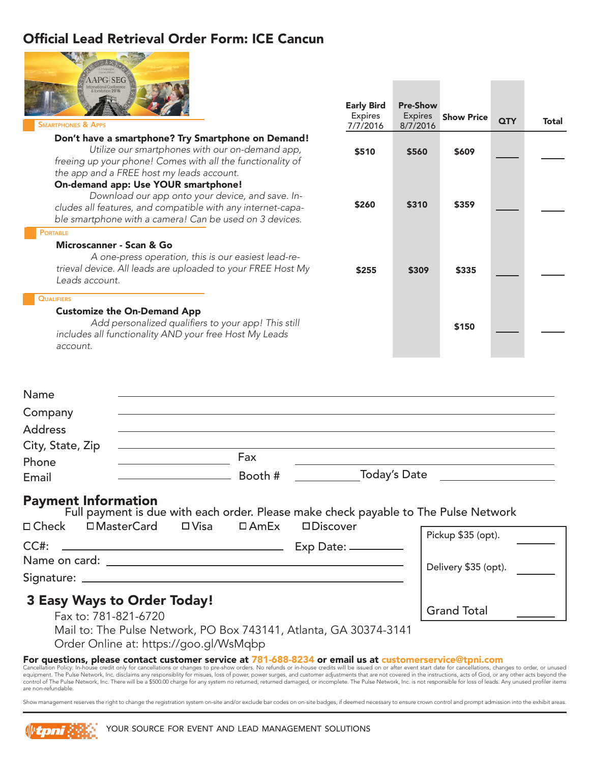# Official Lead Retrieval Order Form: ICE Cancun

| | Early Bird Expires 7/7/2016 | Pre-Show Expires 8/7/2016 | Show Price | QTY | Total |
|---|---|---|---|---|---|
| **SMARTPHONES & APPS** | | | | | |
| **Don't have a smartphone? Try Smartphone on Demand!** *Utilize our smartphones with our on-demand app, freeing up your phone! Comes with all the functionality of the app and a FREE host my leads account.* | **$510** | **$560** | **$609** | ____ | ____ |
| **On-demand app: Use YOUR smartphone!** *Download our app onto your device, and save. Includes all features, and compatible with any internet-capable smartphone with a camera! Can be used on 3 devices.* | **$260** | **$310** | **$359** | ____ | ____ |
| **PORTABLE** | | | | | |
| **Microscanner - Scan & Go** *A one-press operation, this is our easiest lead-retrieval device. All leads are uploaded to your FREE Host My Leads account.* | **$255** | **$309** | **$335** | ____ | ____ |
| **QUALIFIERS** | | | | | |
| **Customize the On-Demand App** *Add personalized qualifiers to your app! This still includes all functionality AND your free Host My Leads account.* | | | **$150** | ____ | ____ |

Name ______________________________

Company ______________________________

Address ______________________________

City, State, Zip ______________________________

Phone ______________ Fax ______________________________

Email ______________ Booth # ____________ Today's Date ______________

## Payment Information

Full payment is due with each order. Please make check payable to The Pulse Network

☐ Check ☐ MasterCard ☐ Visa ☐ AmEx ☐ Discover

CC#: ______________________________ Exp Date: ____________

Name on card: ______________________________

Signature: ______________________________

Pickup $35 (opt). ________

Delivery $35 (opt). ________

Grand Total ________

## 3 Easy Ways to Order Today!

Fax to: 781-821-6720

Mail to: The Pulse Network, PO Box 743141, Atlanta, GA 30374-3141

Order Online at: https://goo.gl/WsMqbp

**For questions, please contact customer service at 781-688-8234 or email us at customerservice@tpni.com**

Cancellation Policy: In-house credit only for cancellations or changes to pre-show orders. No refunds or in-house credits will be issued on or after event start date for cancellations, changes to order, or unused equipment. The Pulse Network, Inc. disclaims any responsiblity for misues, loss of power, power surges, and customer adjustments that are not covered in the instructions, acts of God, or any other acts beyond the control of The Pulse Network, Inc. There will be a $500.00 charge for any system no returned, returned damaged, or incomplete. The Pulse Network, Inc. is not responsible for loss of leads. Any unused profiler items are non-refundable.

Show management reserves the right to change the registration system on-site and/or exclude bar codes on on-site badges, if deemed necessary to ensure crown control and prompt admission into the exhibit areas.

tpni YOUR SOURCE FOR EVENT AND LEAD MANAGEMENT SOLUTIONS